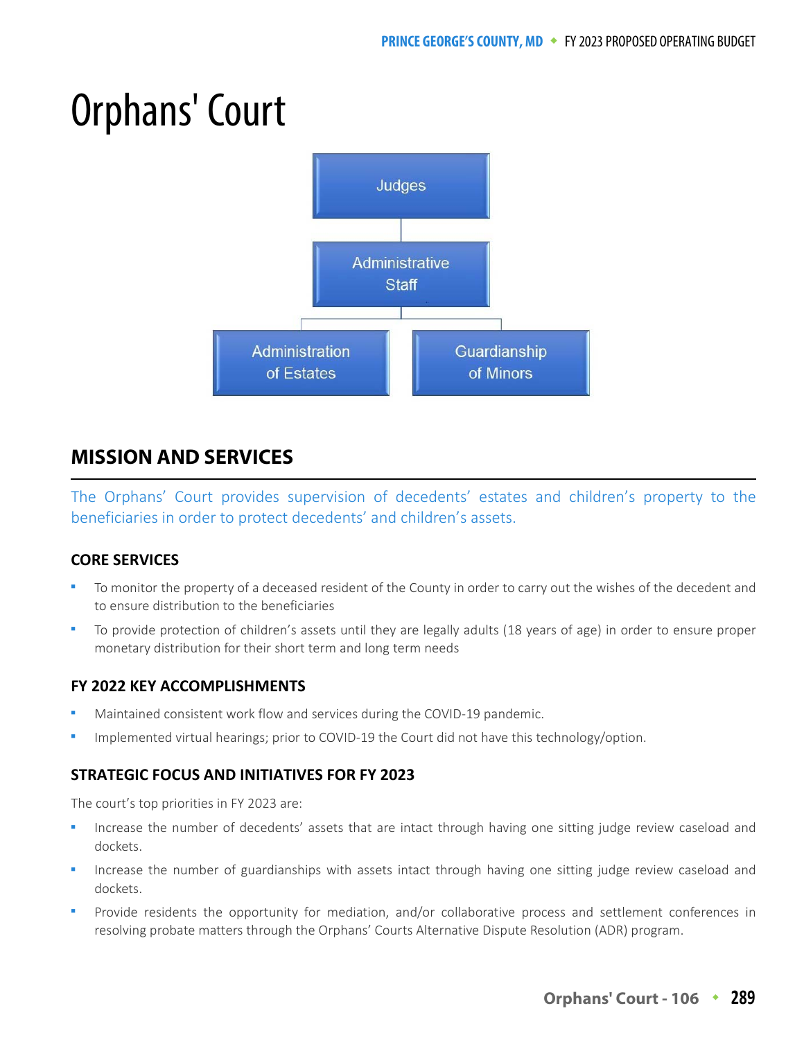# Orphans' Court

Judges

Administrative Staff

Administration of Estates

Guardianship of Minors

## MISSION AND SERVICES

The Orphans' Court provides supervision of decedents' estates and children's property to the beneficiaries in order to protect decedents' and children's assets.

### CORE SERVICES

- To monitor the property of a deceased resident of the County in order to carry out the wishes of the decedent and to ensure distribution to the beneficiaries
- To provide protection of children's assets until they are legally adults (18 years of age) in order to ensure proper monetary distribution for their short term and long term needs

### FY 2022 KEY ACCOMPLISHMENTS

- Maintained consistent work flow and services during the COVID-19 pandemic.
- Implemented virtual hearings; prior to COVID-19 the Court did not have this technology/option.

### STRATEGIC FOCUS AND INITIATIVES FOR FY 2023

The court's top priorities in FY 2023 are:

- Increase the number of decedents' assets that are intact through having one sitting judge review caseload and dockets.
- Increase the number of guardianships with assets intact through having one sitting judge review caseload and dockets.
- Provide residents the opportunity for mediation, and/or collaborative process and settlement conferences in resolving probate matters through the Orphans' Courts Alternative Dispute Resolution (ADR) program.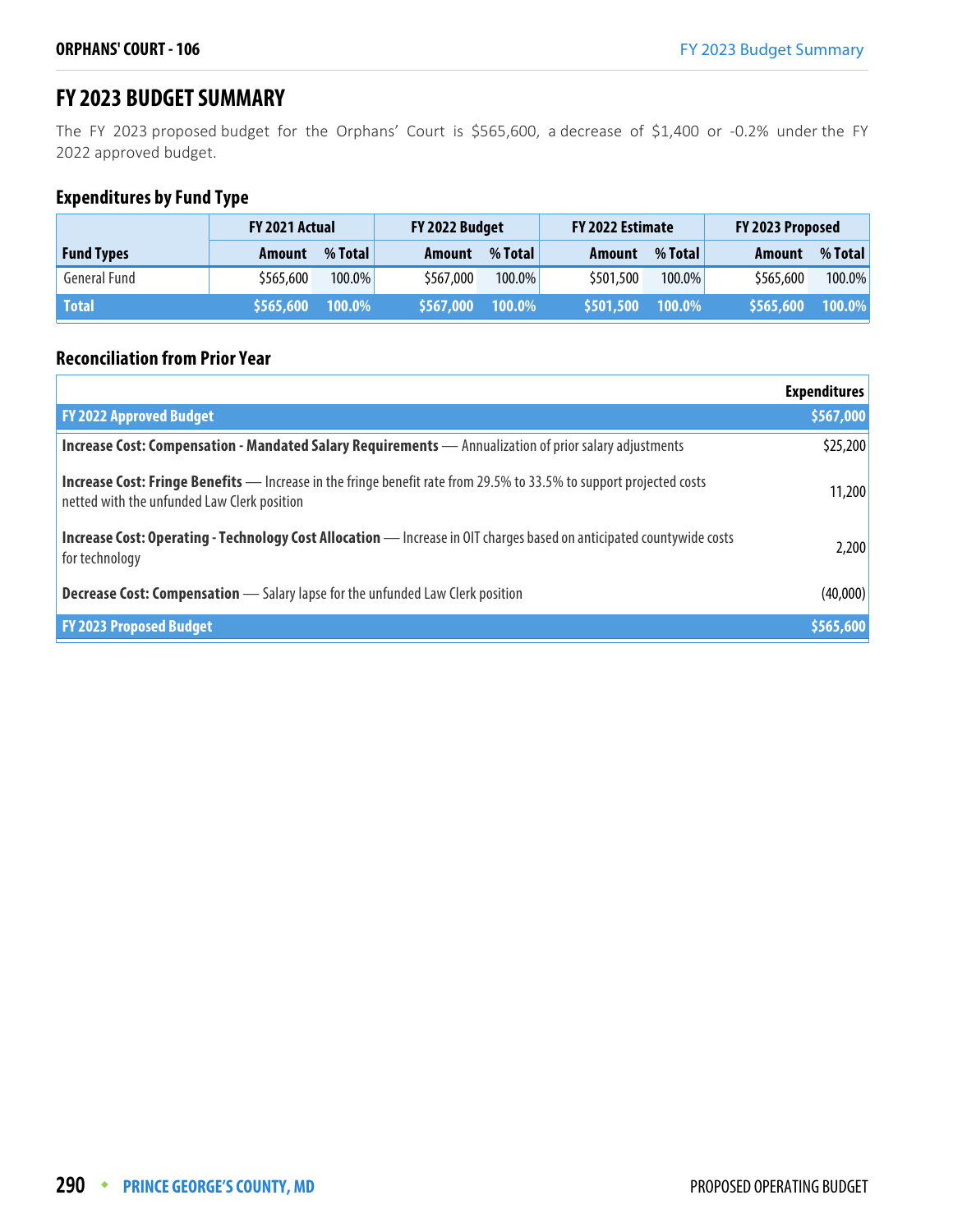## FY 2023 BUDGET SUMMARY

The FY 2023 proposed budget for the Orphans' Court is $565,600, a decrease of $1,400 or -0.2% under the FY 2022 approved budget.

### Expenditures by Fund Type

| | FY 2021 Actual | | FY 2022 Budget | | FY 2022 Estimate | | FY 2023 Proposed | |
|---|---|---|---|---|---|---|---|---|
| **Fund Types** | **Amount** | **% Total** | **Amount** | **% Total** | **Amount** | **% Total** | **Amount** | **% Total** |
| General Fund | $565,600 | 100.0% | $567,000 | 100.0% | $501,500 | 100.0% | $565,600 | 100.0% |
| **Total** | **$565,600** | **100.0%** | **$567,000** | **100.0%** | **$501,500** | **100.0%** | **$565,600** | **100.0%** |

### Reconciliation from Prior Year

| | Expenditures |
|---|---|
| **FY 2022 Approved Budget** | **$567,000** |
| **Increase Cost: Compensation - Mandated Salary Requirements** — Annualization of prior salary adjustments | $25,200 |
| **Increase Cost: Fringe Benefits** — Increase in the fringe benefit rate from 29.5% to 33.5% to support projected costs netted with the unfunded Law Clerk position | 11,200 |
| **Increase Cost: Operating - Technology Cost Allocation** — Increase in OIT charges based on anticipated countywide costs for technology | 2,200 |
| **Decrease Cost: Compensation** — Salary lapse for the unfunded Law Clerk position | (40,000) |
| **FY 2023 Proposed Budget** | **$565,600** |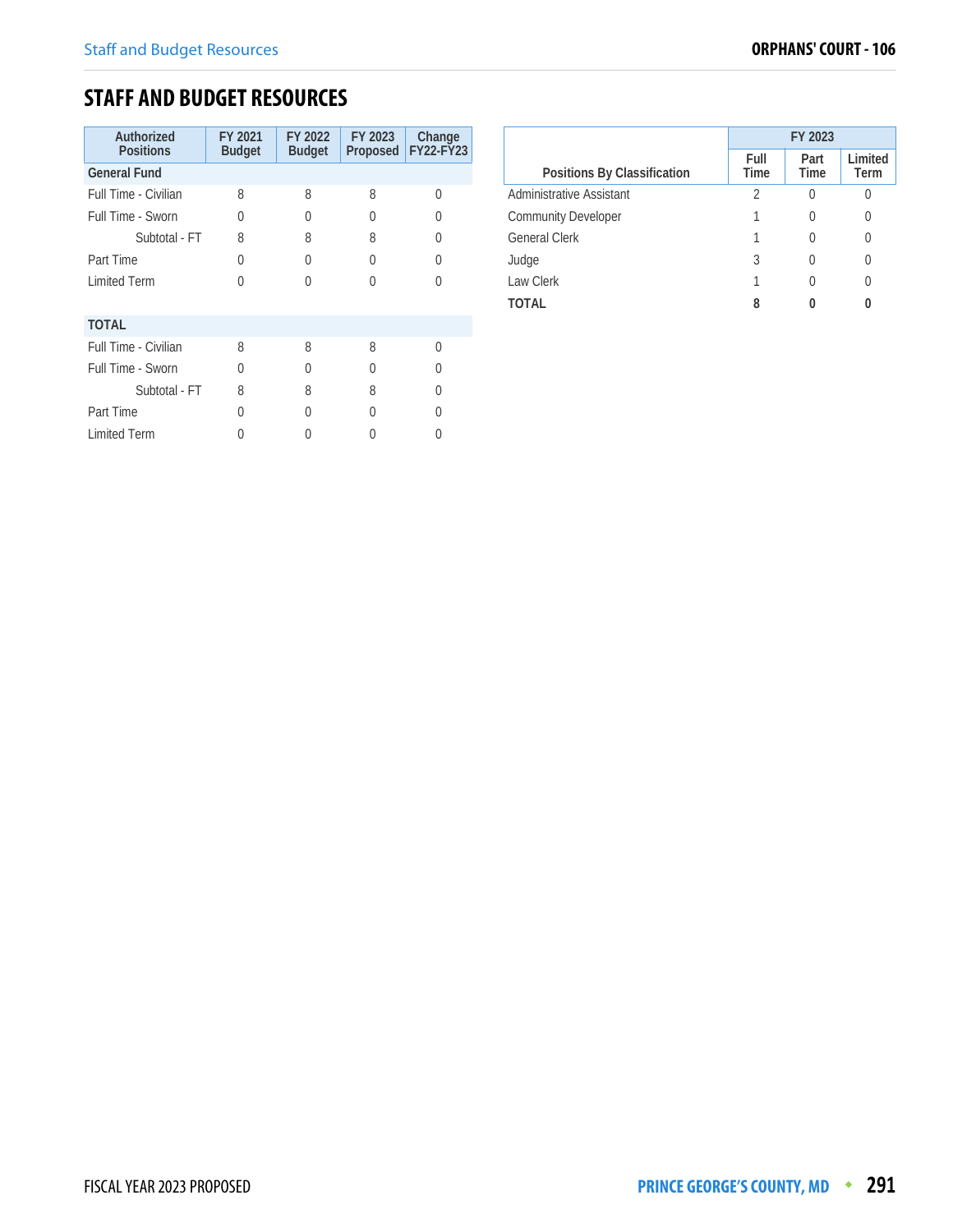## STAFF AND BUDGET RESOURCES

| Authorized Positions | FY 2021 Budget | FY 2022 Budget | FY 2023 Proposed | Change FY22-FY23 |
|---|---|---|---|---|
| **General Fund** | | | | |
| Full Time - Civilian | 8 | 8 | 8 | 0 |
| Full Time - Sworn | 0 | 0 | 0 | 0 |
| Subtotal - FT | 8 | 8 | 8 | 0 |
| Part Time | 0 | 0 | 0 | 0 |
| Limited Term | 0 | 0 | 0 | 0 |
| **TOTAL** | | | | |
| Full Time - Civilian | 8 | 8 | 8 | 0 |
| Full Time - Sworn | 0 | 0 | 0 | 0 |
| Subtotal - FT | 8 | 8 | 8 | 0 |
| Part Time | 0 | 0 | 0 | 0 |
| Limited Term | 0 | 0 | 0 | 0 |

| | FY 2023 | | |
|---|---|---|---|
| Positions By Classification | Full Time | Part Time | Limited Term |
| Administrative Assistant | 2 | 0 | 0 |
| Community Developer | 1 | 0 | 0 |
| General Clerk | 1 | 0 | 0 |
| Judge | 3 | 0 | 0 |
| Law Clerk | 1 | 0 | 0 |
| **TOTAL** | **8** | **0** | **0** |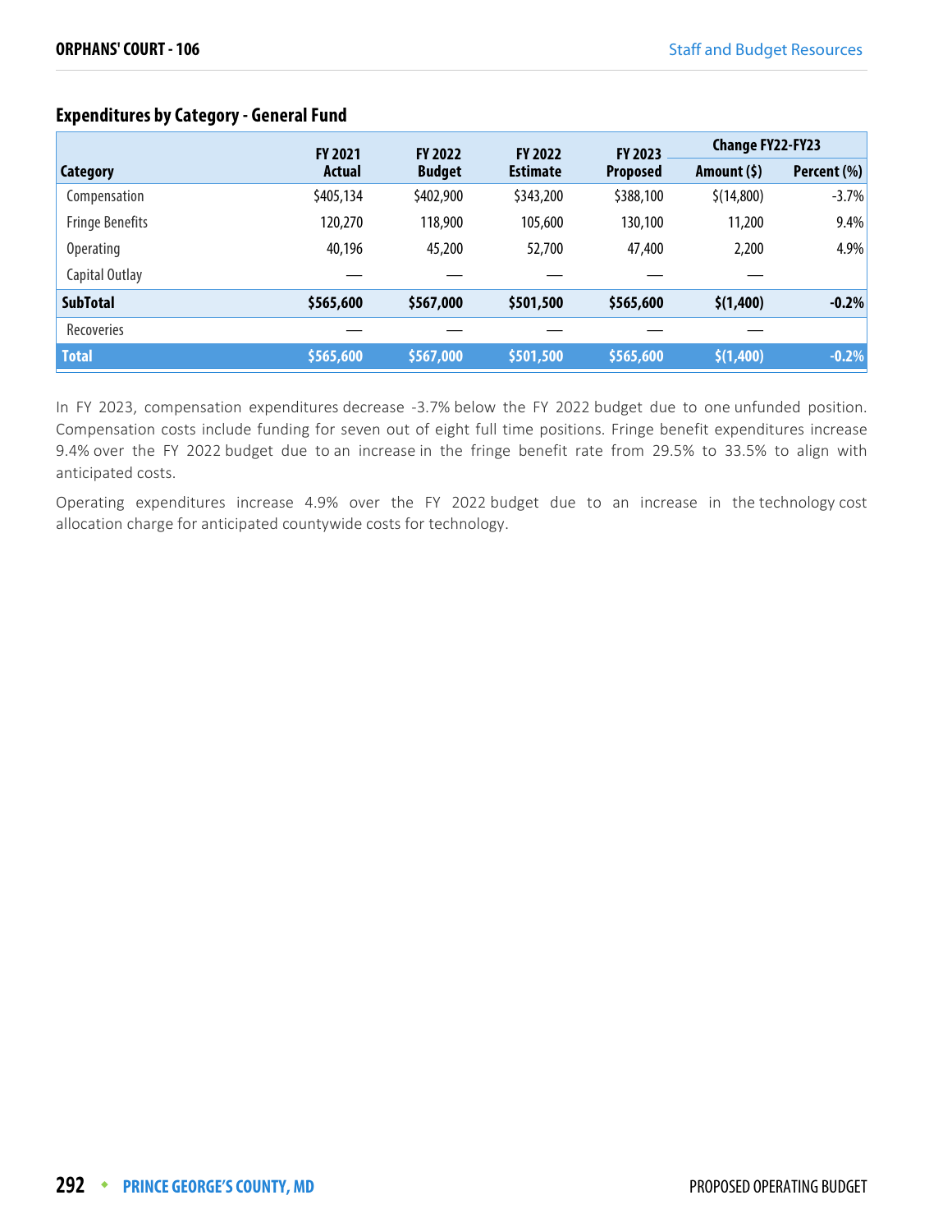## Expenditures by Category - General Fund

| Category | FY 2021 Actual | FY 2022 Budget | FY 2022 Estimate | FY 2023 Proposed | Change FY22-FY23 | |
|---|---|---|---|---|---|---|
| | | | | | Amount ($) | Percent (%) |
| Compensation | $405,134 | $402,900 | $343,200 | $388,100 | $(14,800) | -3.7% |
| Fringe Benefits | 120,270 | 118,900 | 105,600 | 130,100 | 11,200 | 9.4% |
| Operating | 40,196 | 45,200 | 52,700 | 47,400 | 2,200 | 4.9% |
| Capital Outlay | — | — | — | — | — | |
| **SubTotal** | **$565,600** | **$567,000** | **$501,500** | **$565,600** | **$(1,400)** | **-0.2%** |
| Recoveries | — | — | — | — | — | |
| **Total** | **$565,600** | **$567,000** | **$501,500** | **$565,600** | **$(1,400)** | **-0.2%** |

In FY 2023, compensation expenditures decrease -3.7% below the FY 2022 budget due to one unfunded position. Compensation costs include funding for seven out of eight full time positions. Fringe benefit expenditures increase 9.4% over the FY 2022 budget due to an increase in the fringe benefit rate from 29.5% to 33.5% to align with anticipated costs.

Operating expenditures increase 4.9% over the FY 2022 budget due to an increase in the technology cost allocation charge for anticipated countywide costs for technology.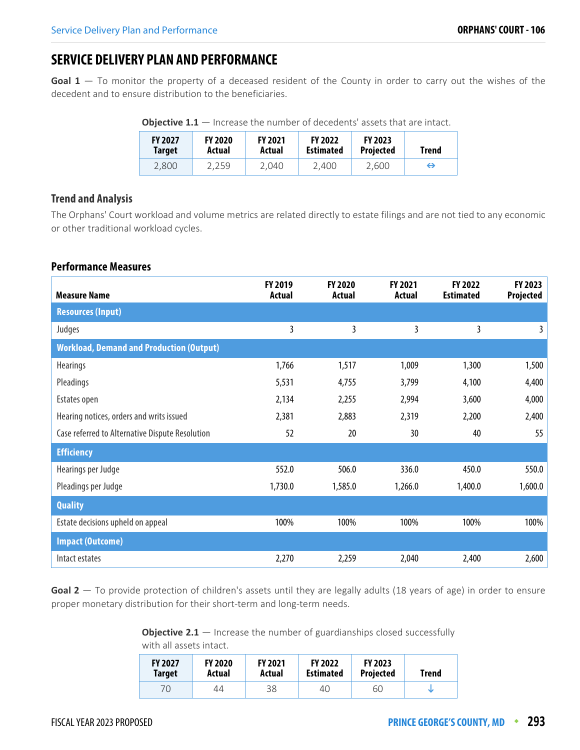# SERVICE DELIVERY PLAN AND PERFORMANCE

**Goal 1** — To monitor the property of a deceased resident of the County in order to carry out the wishes of the decedent and to ensure distribution to the beneficiaries.

**Objective 1.1** — Increase the number of decedents' assets that are intact.

| FY 2027 Target | FY 2020 Actual | FY 2021 Actual | FY 2022 Estimated | FY 2023 Projected | Trend |
|---|---|---|---|---|---|
| 2,800 | 2,259 | 2,040 | 2,400 | 2,600 | ⇔ |

### Trend and Analysis

The Orphans' Court workload and volume metrics are related directly to estate filings and are not tied to any economic or other traditional workload cycles.

### Performance Measures

| Measure Name | FY 2019 Actual | FY 2020 Actual | FY 2021 Actual | FY 2022 Estimated | FY 2023 Projected |
|---|---|---|---|---|---|
| **Resources (Input)** | | | | | |
| Judges | 3 | 3 | 3 | 3 | 3 |
| **Workload, Demand and Production (Output)** | | | | | |
| Hearings | 1,766 | 1,517 | 1,009 | 1,300 | 1,500 |
| Pleadings | 5,531 | 4,755 | 3,799 | 4,100 | 4,400 |
| Estates open | 2,134 | 2,255 | 2,994 | 3,600 | 4,000 |
| Hearing notices, orders and writs issued | 2,381 | 2,883 | 2,319 | 2,200 | 2,400 |
| Case referred to Alternative Dispute Resolution | 52 | 20 | 30 | 40 | 55 |
| **Efficiency** | | | | | |
| Hearings per Judge | 552.0 | 506.0 | 336.0 | 450.0 | 550.0 |
| Pleadings per Judge | 1,730.0 | 1,585.0 | 1,266.0 | 1,400.0 | 1,600.0 |
| **Quality** | | | | | |
| Estate decisions upheld on appeal | 100% | 100% | 100% | 100% | 100% |
| **Impact (Outcome)** | | | | | |
| Intact estates | 2,270 | 2,259 | 2,040 | 2,400 | 2,600 |

**Goal 2** — To provide protection of children's assets until they are legally adults (18 years of age) in order to ensure proper monetary distribution for their short-term and long-term needs.

**Objective 2.1** — Increase the number of guardianships closed successfully with all assets intact.

| FY 2027 Target | FY 2020 Actual | FY 2021 Actual | FY 2022 Estimated | FY 2023 Projected | Trend |
|---|---|---|---|---|---|
| 70 | 44 | 38 | 40 | 60 | ↓ |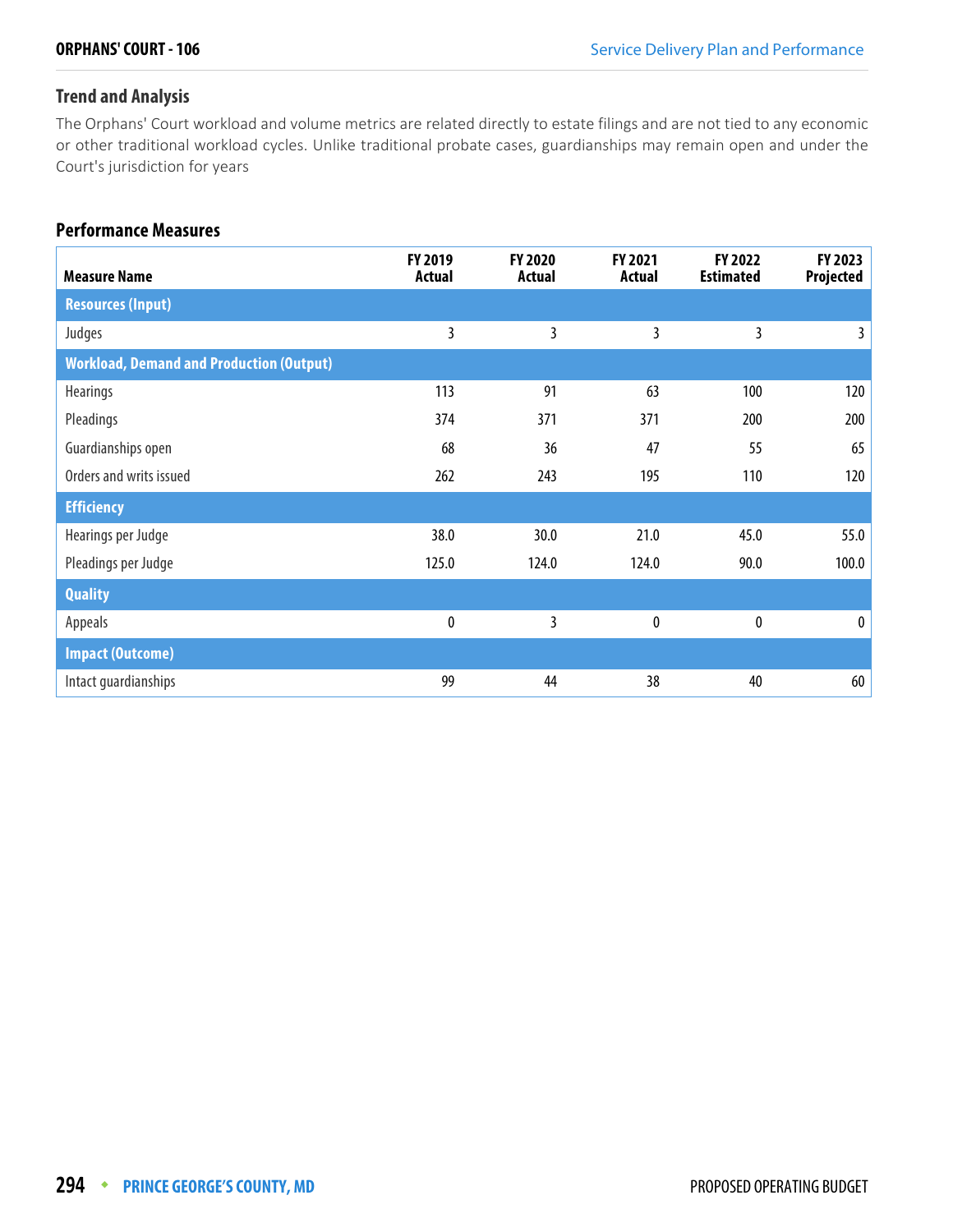## Trend and Analysis

The Orphans' Court workload and volume metrics are related directly to estate filings and are not tied to any economic or other traditional workload cycles. Unlike traditional probate cases, guardianships may remain open and under the Court's jurisdiction for years

## Performance Measures

| Measure Name | FY 2019 Actual | FY 2020 Actual | FY 2021 Actual | FY 2022 Estimated | FY 2023 Projected |
|---|---|---|---|---|---|
| **Resources (Input)** | | | | | |
| Judges | 3 | 3 | 3 | 3 | 3 |
| **Workload, Demand and Production (Output)** | | | | | |
| Hearings | 113 | 91 | 63 | 100 | 120 |
| Pleadings | 374 | 371 | 371 | 200 | 200 |
| Guardianships open | 68 | 36 | 47 | 55 | 65 |
| Orders and writs issued | 262 | 243 | 195 | 110 | 120 |
| **Efficiency** | | | | | |
| Hearings per Judge | 38.0 | 30.0 | 21.0 | 45.0 | 55.0 |
| Pleadings per Judge | 125.0 | 124.0 | 124.0 | 90.0 | 100.0 |
| **Quality** | | | | | |
| Appeals | 0 | 3 | 0 | 0 | 0 |
| **Impact (Outcome)** | | | | | |
| Intact guardianships | 99 | 44 | 38 | 40 | 60 |